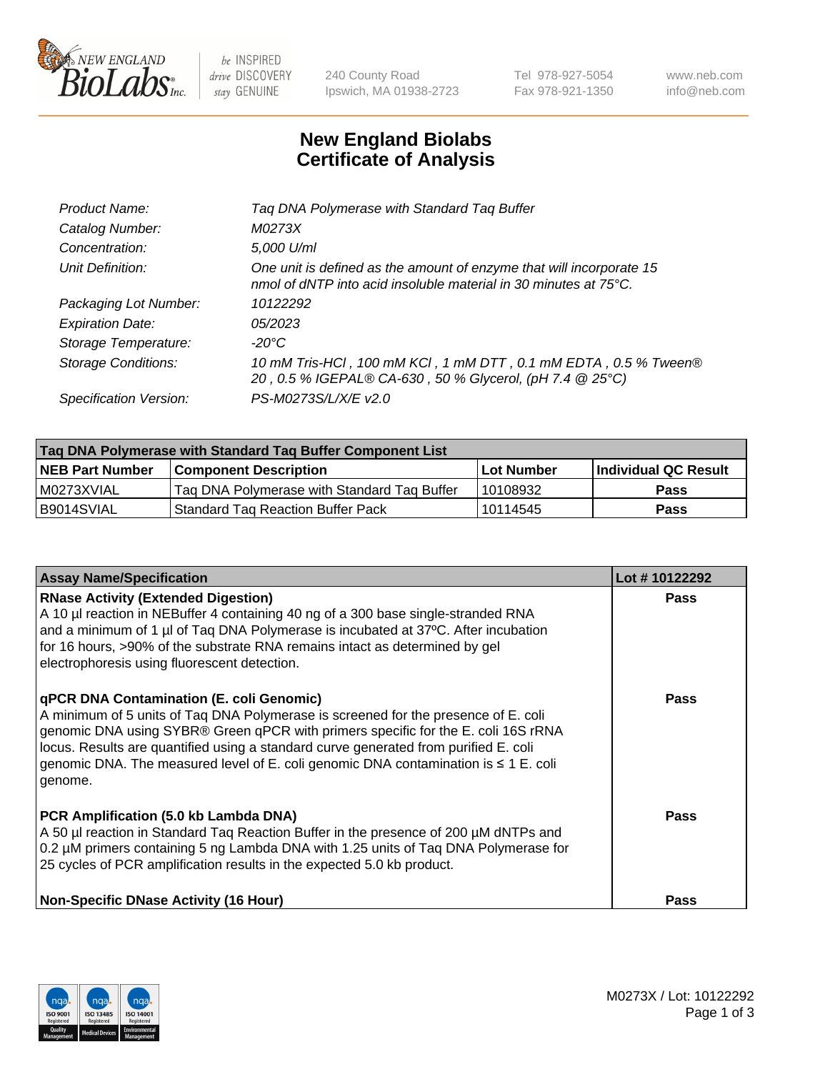New England BioLabs Inc. — be INSPIRED drive DISCOVERY stay GENUINE

240 County Road
Ipswich, MA 01938-2723

Tel 978-927-5054
Fax 978-921-1350

www.neb.com
info@neb.com

# New England Biolabs
# Certificate of Analysis

| | |
|---|---|
| *Product Name:* | *Taq DNA Polymerase with Standard Taq Buffer* |
| *Catalog Number:* | *M0273X* |
| *Concentration:* | *5,000 U/ml* |
| *Unit Definition:* | *One unit is defined as the amount of enzyme that will incorporate 15 nmol of dNTP into acid insoluble material in 30 minutes at 75°C.* |
| *Packaging Lot Number:* | *10122292* |
| *Expiration Date:* | *05/2023* |
| *Storage Temperature:* | *-20°C* |
| *Storage Conditions:* | *10 mM Tris-HCl , 100 mM KCl , 1 mM DTT , 0.1 mM EDTA , 0.5 % Tween® 20 , 0.5 % IGEPAL® CA-630 , 50 % Glycerol, (pH 7.4 @ 25°C)* |
| *Specification Version:* | *PS-M0273S/L/X/E v2.0* |

| Taq DNA Polymerase with Standard Taq Buffer Component List | | | |
|---|---|---|---|
| **NEB Part Number** | **Component Description** | **Lot Number** | **Individual QC Result** |
| M0273XVIAL | Taq DNA Polymerase with Standard Taq Buffer | 10108932 | **Pass** |
| B9014SVIAL | Standard Taq Reaction Buffer Pack | 10114545 | **Pass** |

| Assay Name/Specification | Lot # 10122292 |
|---|---|
| **RNase Activity (Extended Digestion)** A 10 µl reaction in NEBuffer 4 containing 40 ng of a 300 base single-stranded RNA and a minimum of 1 µl of Taq DNA Polymerase is incubated at 37°C. After incubation for 16 hours, >90% of the substrate RNA remains intact as determined by gel electrophoresis using fluorescent detection. | **Pass** |
| **qPCR DNA Contamination (E. coli Genomic)** A minimum of 5 units of Taq DNA Polymerase is screened for the presence of E. coli genomic DNA using SYBR® Green qPCR with primers specific for the E. coli 16S rRNA locus. Results are quantified using a standard curve generated from purified E. coli genomic DNA. The measured level of E. coli genomic DNA contamination is ≤ 1 E. coli genome. | **Pass** |
| **PCR Amplification (5.0 kb Lambda DNA)** A 50 µl reaction in Standard Taq Reaction Buffer in the presence of 200 µM dNTPs and 0.2 µM primers containing 5 ng Lambda DNA with 1.25 units of Taq DNA Polymerase for 25 cycles of PCR amplification results in the expected 5.0 kb product. | **Pass** |
| **Non-Specific DNase Activity (16 Hour)** | **Pass** |

M0273X / Lot: 10122292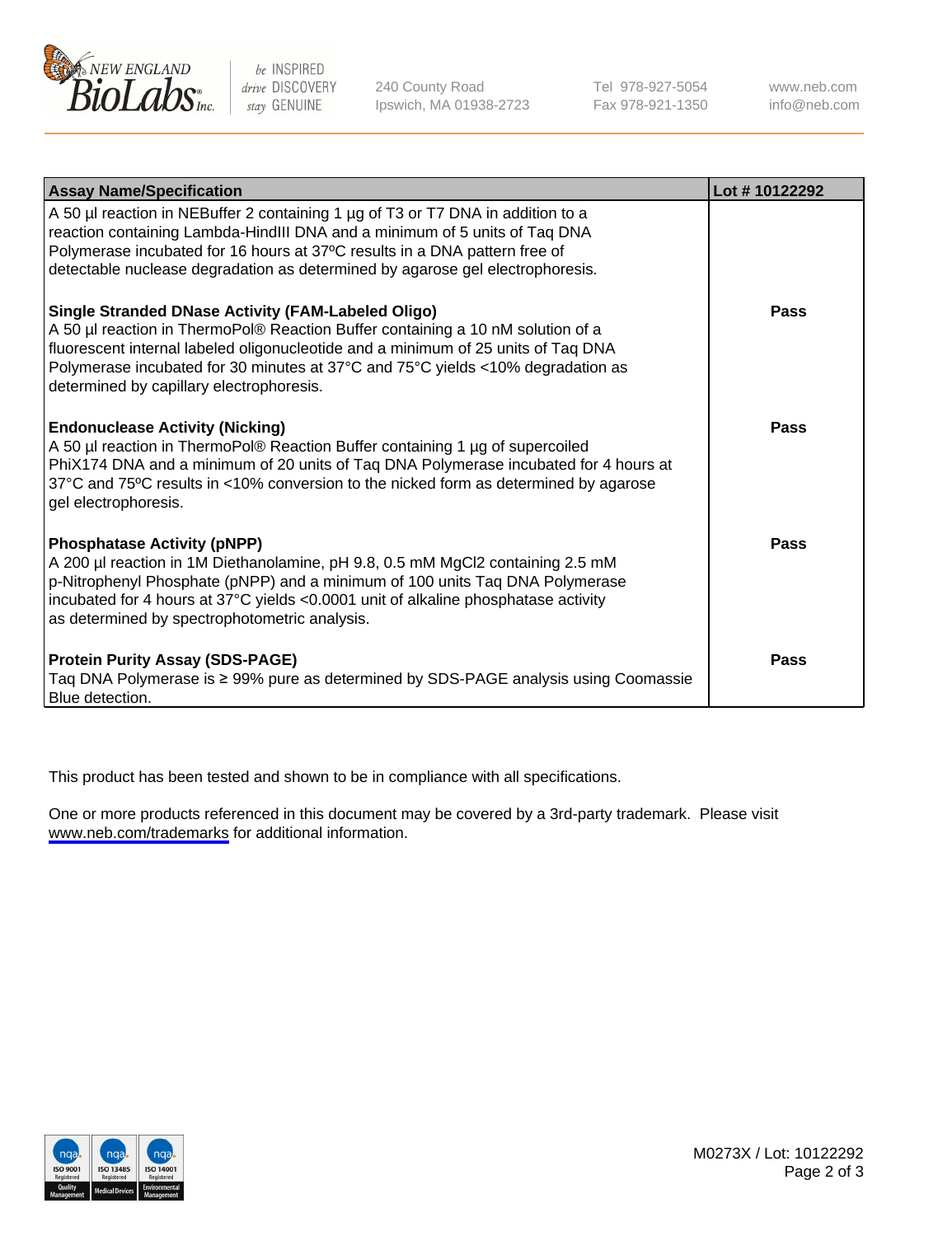| Assay Name/Specification | Lot # 10122292 |
| --- | --- |
| A 50 µl reaction in NEBuffer 2 containing 1 µg of T3 or T7 DNA in addition to a reaction containing Lambda-HindIII DNA and a minimum of 5 units of Taq DNA Polymerase incubated for 16 hours at 37ºC results in a DNA pattern free of detectable nuclease degradation as determined by agarose gel electrophoresis. | |
| **Single Stranded DNase Activity (FAM-Labeled Oligo)**<br>A 50 µl reaction in ThermoPol® Reaction Buffer containing a 10 nM solution of a fluorescent internal labeled oligonucleotide and a minimum of 25 units of Taq DNA Polymerase incubated for 30 minutes at 37°C and 75°C yields <10% degradation as determined by capillary electrophoresis. | **Pass** |
| **Endonuclease Activity (Nicking)**<br>A 50 µl reaction in ThermoPol® Reaction Buffer containing 1 µg of supercoiled PhiX174 DNA and a minimum of 20 units of Taq DNA Polymerase incubated for 4 hours at 37°C and 75ºC results in <10% conversion to the nicked form as determined by agarose gel electrophoresis. | **Pass** |
| **Phosphatase Activity (pNPP)**<br>A 200 µl reaction in 1M Diethanolamine, pH 9.8, 0.5 mM $MgCl_2$ containing 2.5 mM p-Nitrophenyl Phosphate (pNPP) and a minimum of 100 units Taq DNA Polymerase incubated for 4 hours at 37°C yields <0.0001 unit of alkaline phosphatase activity as determined by spectrophotometric analysis. | **Pass** |
| **Protein Purity Assay (SDS-PAGE)**<br>Taq DNA Polymerase is ≥ 99% pure as determined by SDS-PAGE analysis using Coomassie Blue detection. | **Pass** |

This product has been tested and shown to be in compliance with all specifications.

One or more products referenced in this document may be covered by a 3rd-party trademark. Please visit www.neb.com/trademarks for additional information.

M0273X / Lot: 10122292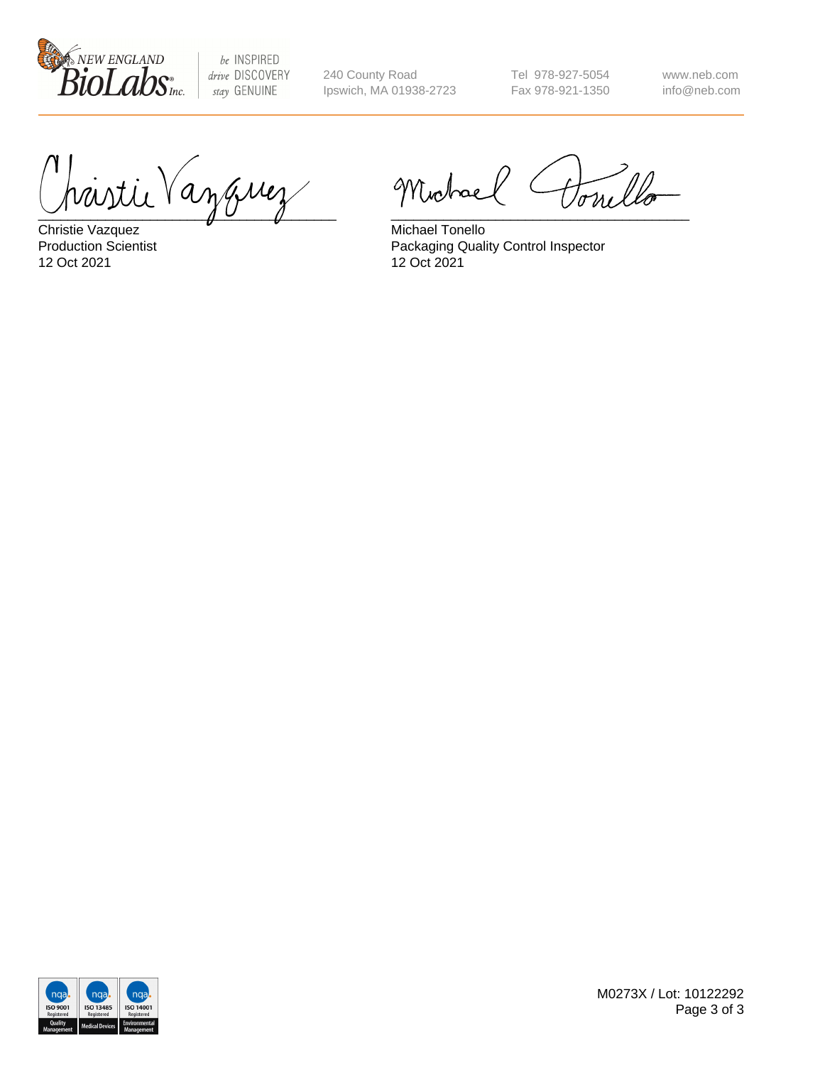Christie Vazquez
Production Scientist
12 Oct 2021

Michael Tonello
Packaging Quality Control Inspector
12 Oct 2021

M0273X / Lot: 10122292